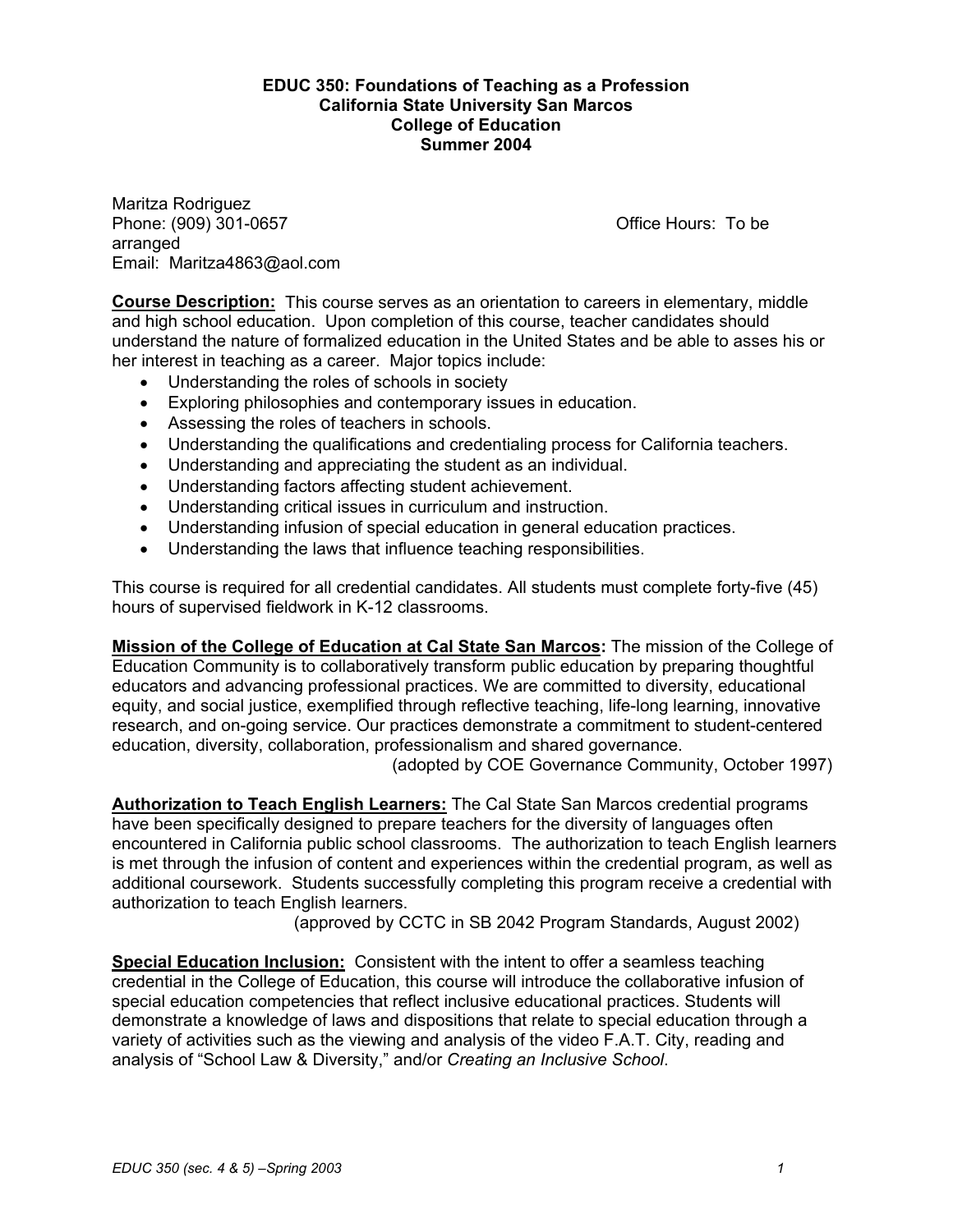# EDUC 350: Foundations of Teaching as a Profession
## California State University San Marcos
## College of Education
## Summer 2004

Maritza Rodriguez
Phone: (909) 301-0657 Office Hours: To be arranged
Email: Maritza4863@aol.com

**Course Description:** This course serves as an orientation to careers in elementary, middle and high school education. Upon completion of this course, teacher candidates should understand the nature of formalized education in the United States and be able to asses his or her interest in teaching as a career. Major topics include:

- Understanding the roles of schools in society
- Exploring philosophies and contemporary issues in education.
- Assessing the roles of teachers in schools.
- Understanding the qualifications and credentialing process for California teachers.
- Understanding and appreciating the student as an individual.
- Understanding factors affecting student achievement.
- Understanding critical issues in curriculum and instruction.
- Understanding infusion of special education in general education practices.
- Understanding the laws that influence teaching responsibilities.

This course is required for all credential candidates. All students must complete forty-five (45) hours of supervised fieldwork in K-12 classrooms.

**Mission of the College of Education at Cal State San Marcos:** The mission of the College of Education Community is to collaboratively transform public education by preparing thoughtful educators and advancing professional practices. We are committed to diversity, educational equity, and social justice, exemplified through reflective teaching, life-long learning, innovative research, and on-going service. Our practices demonstrate a commitment to student-centered education, diversity, collaboration, professionalism and shared governance.
(adopted by COE Governance Community, October 1997)

**Authorization to Teach English Learners:** The Cal State San Marcos credential programs have been specifically designed to prepare teachers for the diversity of languages often encountered in California public school classrooms. The authorization to teach English learners is met through the infusion of content and experiences within the credential program, as well as additional coursework. Students successfully completing this program receive a credential with authorization to teach English learners.
(approved by CCTC in SB 2042 Program Standards, August 2002)

**Special Education Inclusion:** Consistent with the intent to offer a seamless teaching credential in the College of Education, this course will introduce the collaborative infusion of special education competencies that reflect inclusive educational practices. Students will demonstrate a knowledge of laws and dispositions that relate to special education through a variety of activities such as the viewing and analysis of the video F.A.T. City, reading and analysis of "School Law & Diversity," and/or *Creating an Inclusive School*.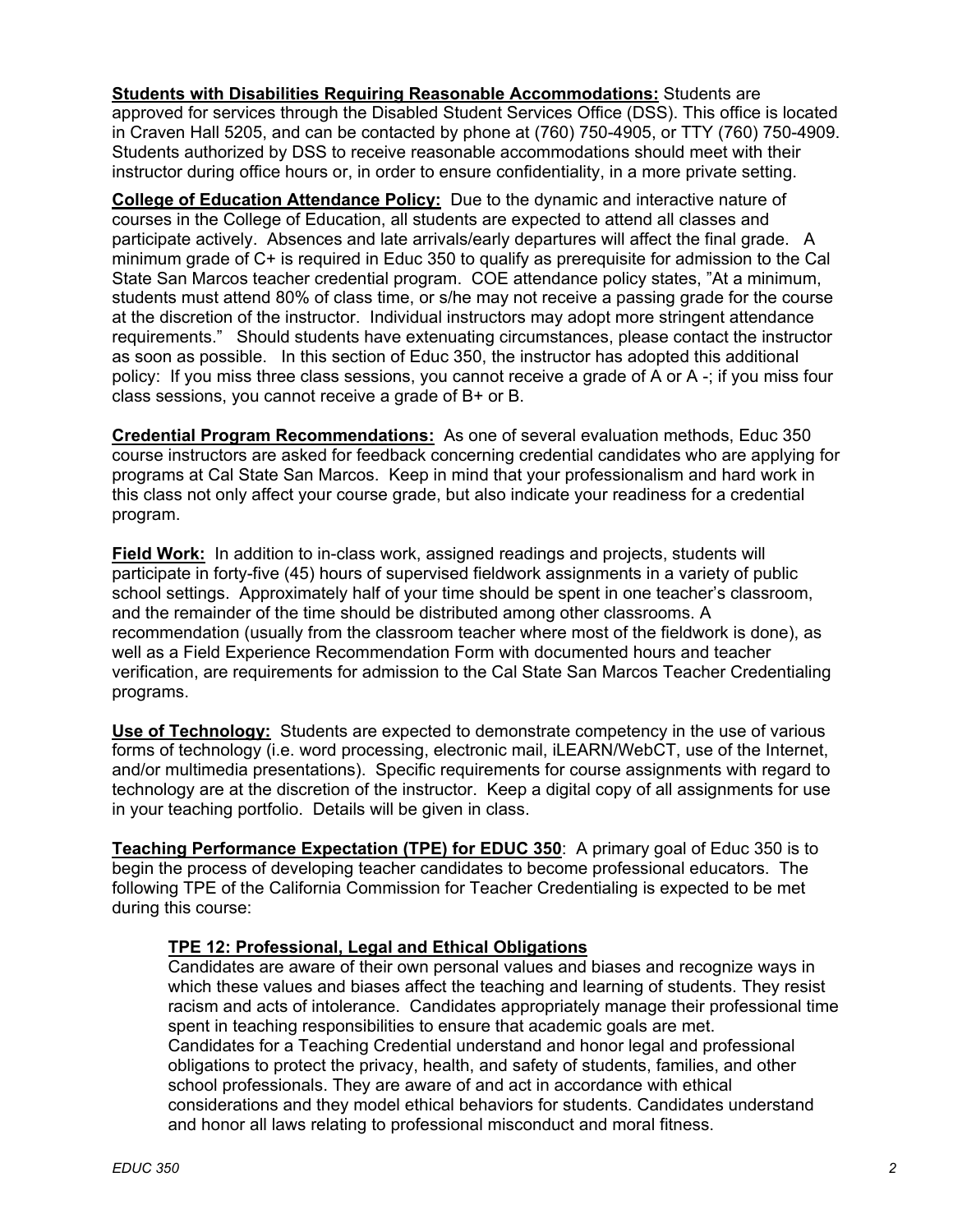**Students with Disabilities Requiring Reasonable Accommodations:** Students are approved for services through the Disabled Student Services Office (DSS). This office is located in Craven Hall 5205, and can be contacted by phone at (760) 750-4905, or TTY (760) 750-4909. Students authorized by DSS to receive reasonable accommodations should meet with their instructor during office hours or, in order to ensure confidentiality, in a more private setting.

**College of Education Attendance Policy:** Due to the dynamic and interactive nature of courses in the College of Education, all students are expected to attend all classes and participate actively. Absences and late arrivals/early departures will affect the final grade. A minimum grade of C+ is required in Educ 350 to qualify as prerequisite for admission to the Cal State San Marcos teacher credential program. COE attendance policy states, "At a minimum, students must attend 80% of class time, or s/he may not receive a passing grade for the course at the discretion of the instructor. Individual instructors may adopt more stringent attendance requirements." Should students have extenuating circumstances, please contact the instructor as soon as possible. In this section of Educ 350, the instructor has adopted this additional policy: If you miss three class sessions, you cannot receive a grade of A or A -; if you miss four class sessions, you cannot receive a grade of B+ or B.

**Credential Program Recommendations:** As one of several evaluation methods, Educ 350 course instructors are asked for feedback concerning credential candidates who are applying for programs at Cal State San Marcos. Keep in mind that your professionalism and hard work in this class not only affect your course grade, but also indicate your readiness for a credential program.

**Field Work:** In addition to in-class work, assigned readings and projects, students will participate in forty-five (45) hours of supervised fieldwork assignments in a variety of public school settings. Approximately half of your time should be spent in one teacher's classroom, and the remainder of the time should be distributed among other classrooms. A recommendation (usually from the classroom teacher where most of the fieldwork is done), as well as a Field Experience Recommendation Form with documented hours and teacher verification, are requirements for admission to the Cal State San Marcos Teacher Credentialing programs.

**Use of Technology:** Students are expected to demonstrate competency in the use of various forms of technology (i.e. word processing, electronic mail, iLEARN/WebCT, use of the Internet, and/or multimedia presentations). Specific requirements for course assignments with regard to technology are at the discretion of the instructor. Keep a digital copy of all assignments for use in your teaching portfolio. Details will be given in class.

**Teaching Performance Expectation (TPE) for EDUC 350**: A primary goal of Educ 350 is to begin the process of developing teacher candidates to become professional educators. The following TPE of the California Commission for Teacher Credentialing is expected to be met during this course:

> **TPE 12: Professional, Legal and Ethical Obligations**
>
> Candidates are aware of their own personal values and biases and recognize ways in which these values and biases affect the teaching and learning of students. They resist racism and acts of intolerance. Candidates appropriately manage their professional time spent in teaching responsibilities to ensure that academic goals are met.
> Candidates for a Teaching Credential understand and honor legal and professional obligations to protect the privacy, health, and safety of students, families, and other school professionals. They are aware of and act in accordance with ethical considerations and they model ethical behaviors for students. Candidates understand and honor all laws relating to professional misconduct and moral fitness.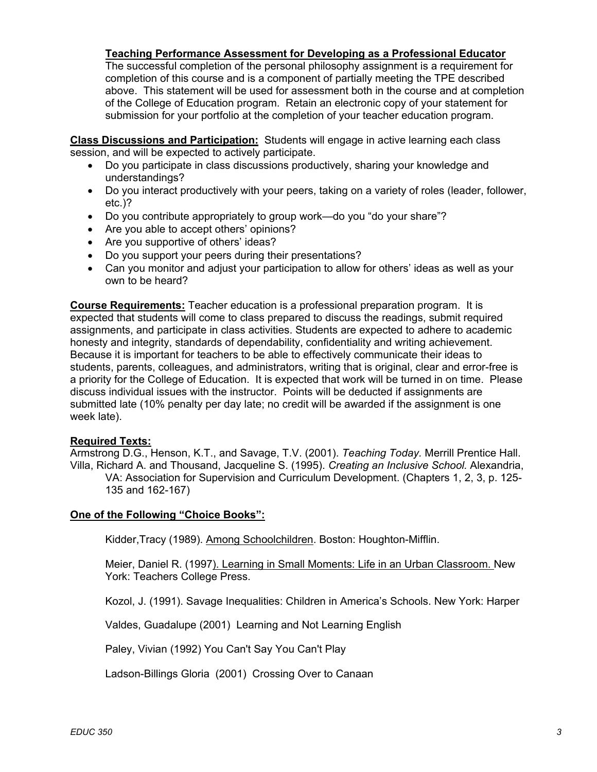**Teaching Performance Assessment for Developing as a Professional Educator**

The successful completion of the personal philosophy assignment is a requirement for completion of this course and is a component of partially meeting the TPE described above. This statement will be used for assessment both in the course and at completion of the College of Education program. Retain an electronic copy of your statement for submission for your portfolio at the completion of your teacher education program.

**Class Discussions and Participation:** Students will engage in active learning each class session, and will be expected to actively participate.

- Do you participate in class discussions productively, sharing your knowledge and understandings?
- Do you interact productively with your peers, taking on a variety of roles (leader, follower, etc.)?
- Do you contribute appropriately to group work—do you "do your share"?
- Are you able to accept others' opinions?
- Are you supportive of others' ideas?
- Do you support your peers during their presentations?
- Can you monitor and adjust your participation to allow for others' ideas as well as your own to be heard?

**Course Requirements:** Teacher education is a professional preparation program. It is expected that students will come to class prepared to discuss the readings, submit required assignments, and participate in class activities. Students are expected to adhere to academic honesty and integrity, standards of dependability, confidentiality and writing achievement. Because it is important for teachers to be able to effectively communicate their ideas to students, parents, colleagues, and administrators, writing that is original, clear and error-free is a priority for the College of Education. It is expected that work will be turned in on time. Please discuss individual issues with the instructor. Points will be deducted if assignments are submitted late (10% penalty per day late; no credit will be awarded if the assignment is one week late).

**Required Texts:**

Armstrong D.G., Henson, K.T., and Savage, T.V. (2001). *Teaching Today.* Merrill Prentice Hall.

Villa, Richard A. and Thousand, Jacqueline S. (1995). *Creating an Inclusive School.* Alexandria, VA: Association for Supervision and Curriculum Development. (Chapters 1, 2, 3, p. 125-135 and 162-167)

**One of the Following "Choice Books":**

Kidder,Tracy (1989). Among Schoolchildren. Boston: Houghton-Mifflin.

Meier, Daniel R. (1997). Learning in Small Moments: Life in an Urban Classroom. New York: Teachers College Press.

Kozol, J. (1991). Savage Inequalities: Children in America's Schools. New York: Harper

Valdes, Guadalupe (2001) Learning and Not Learning English

Paley, Vivian (1992) You Can't Say You Can't Play

Ladson-Billings Gloria (2001) Crossing Over to Canaan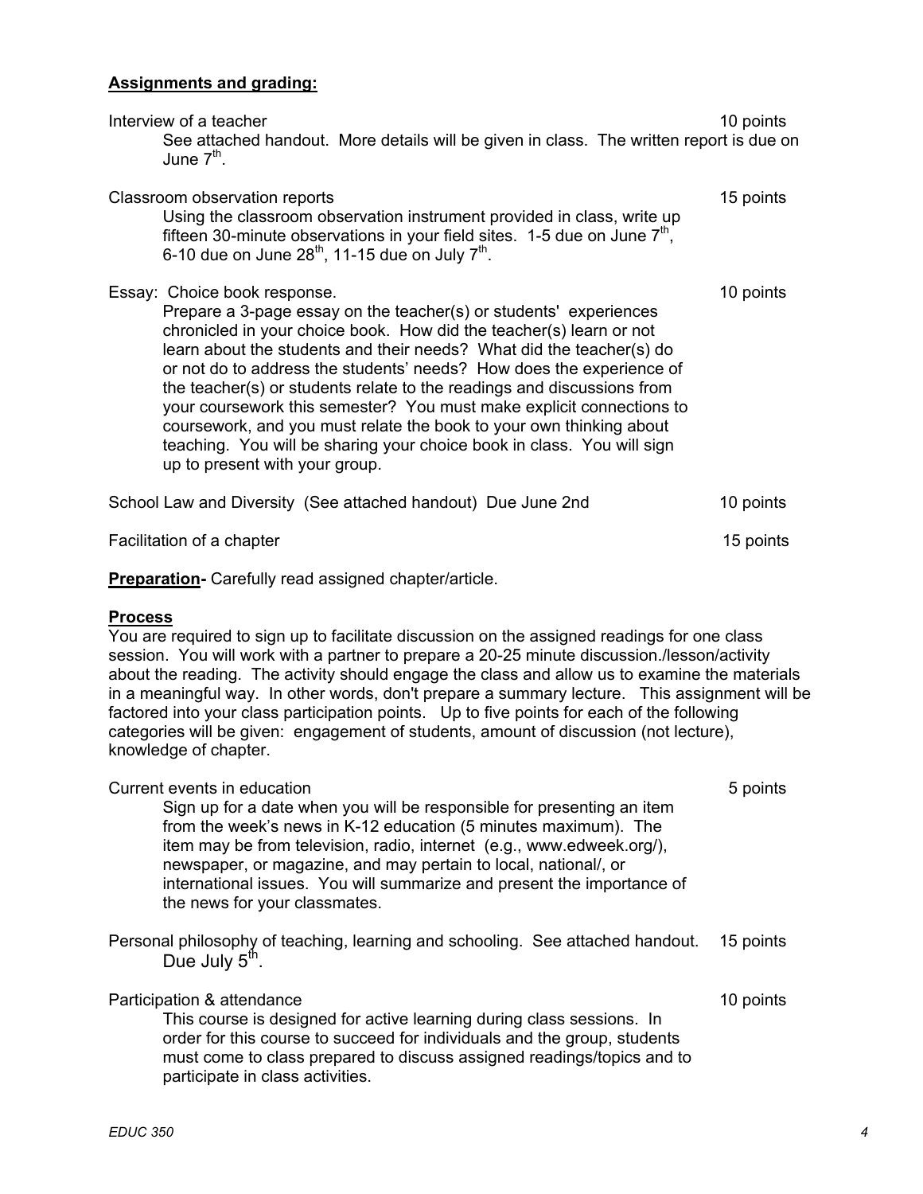**Assignments and grading:**

Interview of a teacher — 10 points

See attached handout. More details will be given in class. The written report is due on June 7th.

Classroom observation reports — 15 points

Using the classroom observation instrument provided in class, write up fifteen 30-minute observations in your field sites. 1-5 due on June 7th, 6-10 due on June 28th, 11-15 due on July 7th.

Essay: Choice book response. — 10 points

Prepare a 3-page essay on the teacher(s) or students' experiences chronicled in your choice book. How did the teacher(s) learn or not learn about the students and their needs? What did the teacher(s) do or not do to address the students' needs? How does the experience of the teacher(s) or students relate to the readings and discussions from your coursework this semester? You must make explicit connections to coursework, and you must relate the book to your own thinking about teaching. You will be sharing your choice book in class. You will sign up to present with your group.

School Law and Diversity (See attached handout) Due June 2nd — 10 points

Facilitation of a chapter — 15 points

**Preparation-** Carefully read assigned chapter/article.

**Process**

You are required to sign up to facilitate discussion on the assigned readings for one class session. You will work with a partner to prepare a 20-25 minute discussion./lesson/activity about the reading. The activity should engage the class and allow us to examine the materials in a meaningful way. In other words, don't prepare a summary lecture. This assignment will be factored into your class participation points. Up to five points for each of the following categories will be given: engagement of students, amount of discussion (not lecture), knowledge of chapter.

Current events in education — 5 points

Sign up for a date when you will be responsible for presenting an item from the week's news in K-12 education (5 minutes maximum). The item may be from television, radio, internet (e.g., www.edweek.org/), newspaper, or magazine, and may pertain to local, national/, or international issues. You will summarize and present the importance of the news for your classmates.

Personal philosophy of teaching, learning and schooling. See attached handout. Due July 5th. — 15 points

Participation & attendance — 10 points

This course is designed for active learning during class sessions. In order for this course to succeed for individuals and the group, students must come to class prepared to discuss assigned readings/topics and to participate in class activities.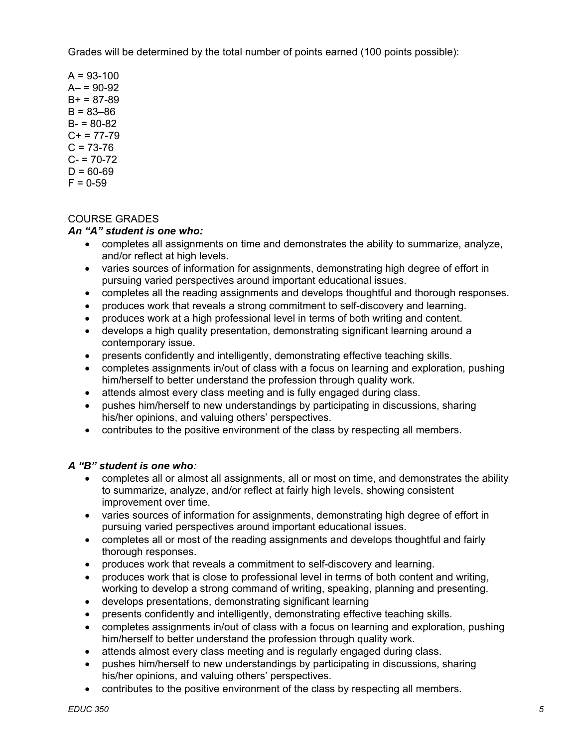Grades will be determined by the total number of points earned (100 points possible):

A = 93-100
A– = 90-92
B+ = 87-89
B = 83–86
B- = 80-82
C+ = 77-79
C = 73-76
C- = 70-72
D = 60-69
F = 0-59

COURSE GRADES

***An "A" student is one who:***

- completes all assignments on time and demonstrates the ability to summarize, analyze, and/or reflect at high levels.
- varies sources of information for assignments, demonstrating high degree of effort in pursuing varied perspectives around important educational issues.
- completes all the reading assignments and develops thoughtful and thorough responses.
- produces work that reveals a strong commitment to self-discovery and learning.
- produces work at a high professional level in terms of both writing and content.
- develops a high quality presentation, demonstrating significant learning around a contemporary issue.
- presents confidently and intelligently, demonstrating effective teaching skills.
- completes assignments in/out of class with a focus on learning and exploration, pushing him/herself to better understand the profession through quality work.
- attends almost every class meeting and is fully engaged during class.
- pushes him/herself to new understandings by participating in discussions, sharing his/her opinions, and valuing others' perspectives.
- contributes to the positive environment of the class by respecting all members.

***A "B" student is one who:***

- completes all or almost all assignments, all or most on time, and demonstrates the ability to summarize, analyze, and/or reflect at fairly high levels, showing consistent improvement over time.
- varies sources of information for assignments, demonstrating high degree of effort in pursuing varied perspectives around important educational issues.
- completes all or most of the reading assignments and develops thoughtful and fairly thorough responses.
- produces work that reveals a commitment to self-discovery and learning.
- produces work that is close to professional level in terms of both content and writing, working to develop a strong command of writing, speaking, planning and presenting.
- develops presentations, demonstrating significant learning
- presents confidently and intelligently, demonstrating effective teaching skills.
- completes assignments in/out of class with a focus on learning and exploration, pushing him/herself to better understand the profession through quality work.
- attends almost every class meeting and is regularly engaged during class.
- pushes him/herself to new understandings by participating in discussions, sharing his/her opinions, and valuing others' perspectives.
- contributes to the positive environment of the class by respecting all members.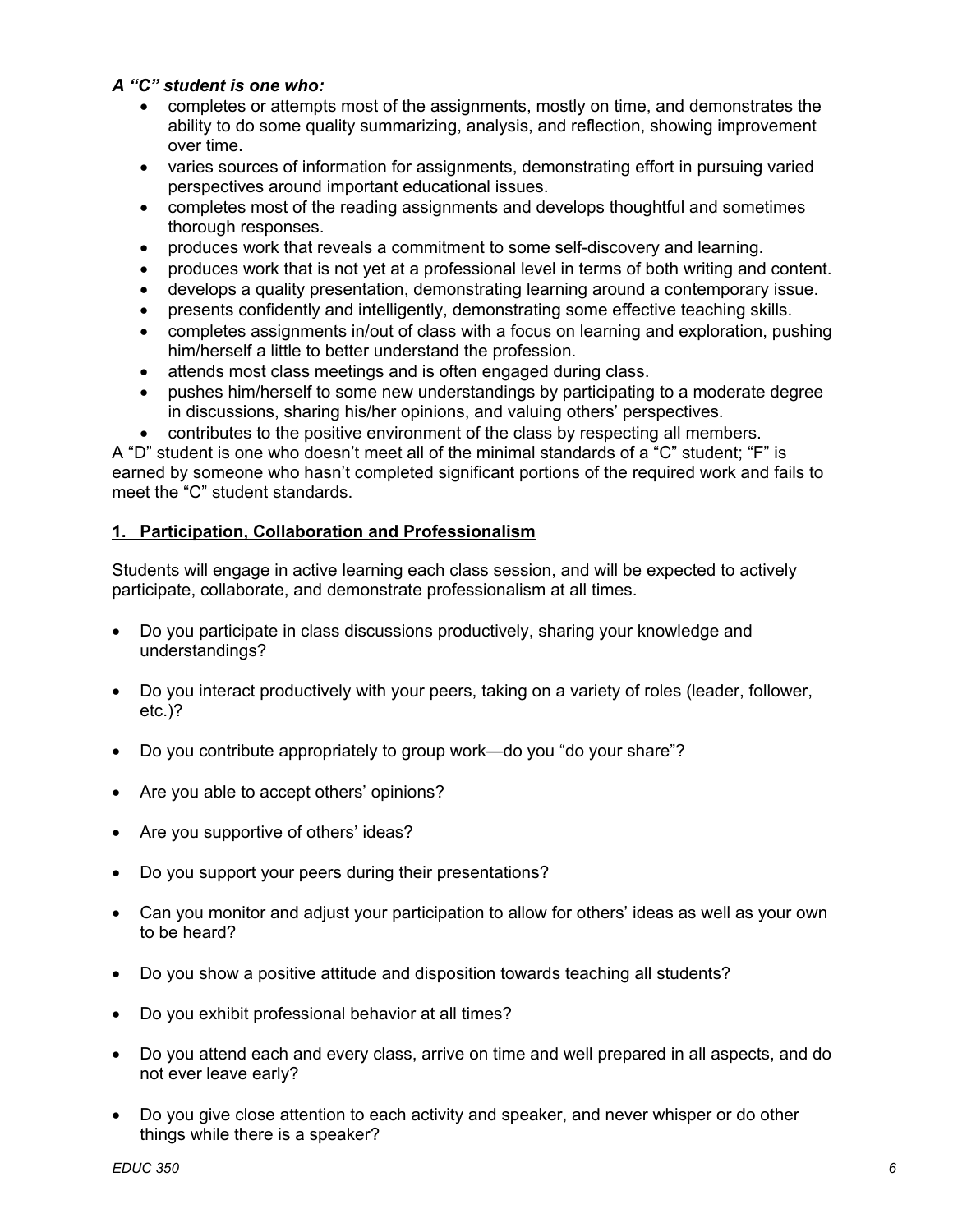***A "C" student is one who:***

- completes or attempts most of the assignments, mostly on time, and demonstrates the ability to do some quality summarizing, analysis, and reflection, showing improvement over time.
- varies sources of information for assignments, demonstrating effort in pursuing varied perspectives around important educational issues.
- completes most of the reading assignments and develops thoughtful and sometimes thorough responses.
- produces work that reveals a commitment to some self-discovery and learning.
- produces work that is not yet at a professional level in terms of both writing and content.
- develops a quality presentation, demonstrating learning around a contemporary issue.
- presents confidently and intelligently, demonstrating some effective teaching skills.
- completes assignments in/out of class with a focus on learning and exploration, pushing him/herself a little to better understand the profession.
- attends most class meetings and is often engaged during class.
- pushes him/herself to some new understandings by participating to a moderate degree in discussions, sharing his/her opinions, and valuing others' perspectives.
- contributes to the positive environment of the class by respecting all members.

A "D" student is one who doesn't meet all of the minimal standards of a "C" student; "F" is earned by someone who hasn't completed significant portions of the required work and fails to meet the "C" student standards.

## 1. Participation, Collaboration and Professionalism

Students will engage in active learning each class session, and will be expected to actively participate, collaborate, and demonstrate professionalism at all times.

- Do you participate in class discussions productively, sharing your knowledge and understandings?
- Do you interact productively with your peers, taking on a variety of roles (leader, follower, etc.)?
- Do you contribute appropriately to group work—do you "do your share"?
- Are you able to accept others' opinions?
- Are you supportive of others' ideas?
- Do you support your peers during their presentations?
- Can you monitor and adjust your participation to allow for others' ideas as well as your own to be heard?
- Do you show a positive attitude and disposition towards teaching all students?
- Do you exhibit professional behavior at all times?
- Do you attend each and every class, arrive on time and well prepared in all aspects, and do not ever leave early?
- Do you give close attention to each activity and speaker, and never whisper or do other things while there is a speaker?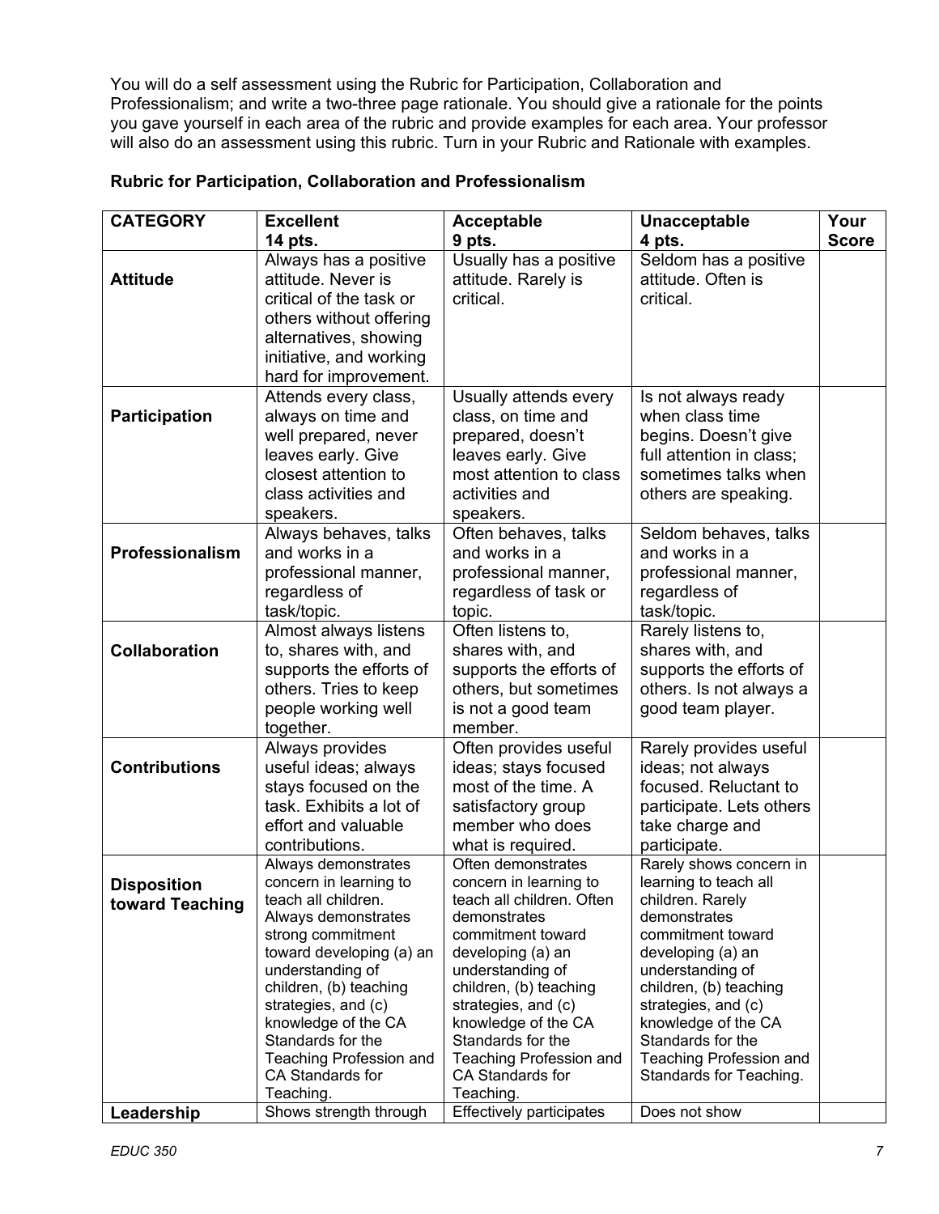You will do a self assessment using the Rubric for Participation, Collaboration and Professionalism; and write a two-three page rationale. You should give a rationale for the points you gave yourself in each area of the rubric and provide examples for each area. Your professor will also do an assessment using this rubric. Turn in your Rubric and Rationale with examples.

**Rubric for Participation, Collaboration and Professionalism**

| CATEGORY | Excellent 14 pts. | Acceptable 9 pts. | Unacceptable 4 pts. | Your Score |
|---|---|---|---|---|
| **Attitude** | Always has a positive attitude. Never is critical of the task or others without offering alternatives, showing initiative, and working hard for improvement. | Usually has a positive attitude. Rarely is critical. | Seldom has a positive attitude. Often is critical. | |
| **Participation** | Attends every class, always on time and well prepared, never leaves early. Give closest attention to class activities and speakers. | Usually attends every class, on time and prepared, doesn't leaves early. Give most attention to class activities and speakers. | Is not always ready when class time begins. Doesn't give full attention in class; sometimes talks when others are speaking. | |
| **Professionalism** | Always behaves, talks and works in a professional manner, regardless of task/topic. | Often behaves, talks and works in a professional manner, regardless of task or topic. | Seldom behaves, talks and works in a professional manner, regardless of task/topic. | |
| **Collaboration** | Almost always listens to, shares with, and supports the efforts of others. Tries to keep people working well together. | Often listens to, shares with, and supports the efforts of others, but sometimes is not a good team member. | Rarely listens to, shares with, and supports the efforts of others. Is not always a good team player. | |
| **Contributions** | Always provides useful ideas; always stays focused on the task. Exhibits a lot of effort and valuable contributions. | Often provides useful ideas; stays focused most of the time. A satisfactory group member who does what is required. | Rarely provides useful ideas; not always focused. Reluctant to participate. Lets others take charge and participate. | |
| **Disposition toward Teaching** | Always demonstrates concern in learning to teach all children. Always demonstrates strong commitment toward developing (a) an understanding of children, (b) teaching strategies, and (c) knowledge of the CA Standards for the Teaching Profession and CA Standards for Teaching. | Often demonstrates concern in learning to teach all children. Often demonstrates commitment toward developing (a) an understanding of children, (b) teaching strategies, and (c) knowledge of the CA Standards for the Teaching Profession and CA Standards for Teaching. | Rarely shows concern in learning to teach all children. Rarely demonstrates commitment toward developing (a) an understanding of children, (b) teaching strategies, and (c) knowledge of the CA Standards for the Teaching Profession and Standards for Teaching. | |
| **Leadership** | Shows strength through | Effectively participates | Does not show | |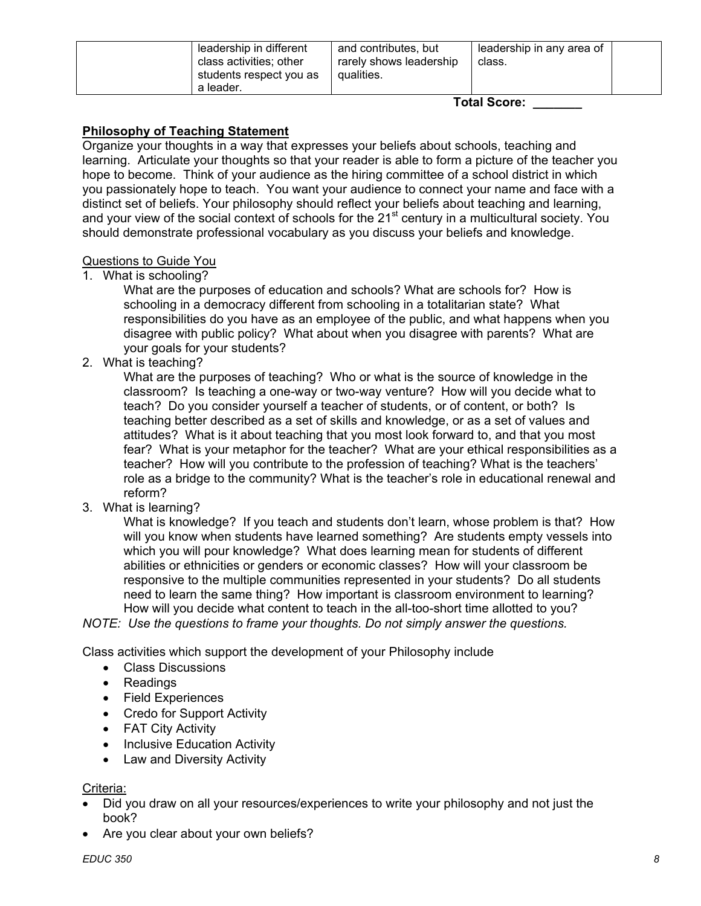| | leadership in different class activities; other students respect you as a leader. | and contributes, but rarely shows leadership qualities. | leadership in any area of class. | |
|---|---|---|---|---|

**Total Score: _______**

**Philosophy of Teaching Statement**

Organize your thoughts in a way that expresses your beliefs about schools, teaching and learning. Articulate your thoughts so that your reader is able to form a picture of the teacher you hope to become. Think of your audience as the hiring committee of a school district in which you passionately hope to teach. You want your audience to connect your name and face with a distinct set of beliefs. Your philosophy should reflect your beliefs about teaching and learning, and your view of the social context of schools for the 21st century in a multicultural society. You should demonstrate professional vocabulary as you discuss your beliefs and knowledge.

Questions to Guide You

1. What is schooling?
   
   What are the purposes of education and schools? What are schools for? How is schooling in a democracy different from schooling in a totalitarian state? What responsibilities do you have as an employee of the public, and what happens when you disagree with public policy? What about when you disagree with parents? What are your goals for your students?

2. What is teaching?
   
   What are the purposes of teaching? Who or what is the source of knowledge in the classroom? Is teaching a one-way or two-way venture? How will you decide what to teach? Do you consider yourself a teacher of students, or of content, or both? Is teaching better described as a set of skills and knowledge, or as a set of values and attitudes? What is it about teaching that you most look forward to, and that you most fear? What is your metaphor for the teacher? What are your ethical responsibilities as a teacher? How will you contribute to the profession of teaching? What is the teachers' role as a bridge to the community? What is the teacher's role in educational renewal and reform?

3. What is learning?
   
   What is knowledge? If you teach and students don't learn, whose problem is that? How will you know when students have learned something? Are students empty vessels into which you will pour knowledge? What does learning mean for students of different abilities or ethnicities or genders or economic classes? How will your classroom be responsive to the multiple communities represented in your students? Do all students need to learn the same thing? How important is classroom environment to learning? How will you decide what content to teach in the all-too-short time allotted to you?

*NOTE: Use the questions to frame your thoughts. Do not simply answer the questions.*

Class activities which support the development of your Philosophy include

- Class Discussions
- Readings
- Field Experiences
- Credo for Support Activity
- FAT City Activity
- Inclusive Education Activity
- Law and Diversity Activity

Criteria:

- Did you draw on all your resources/experiences to write your philosophy and not just the book?
- Are you clear about your own beliefs?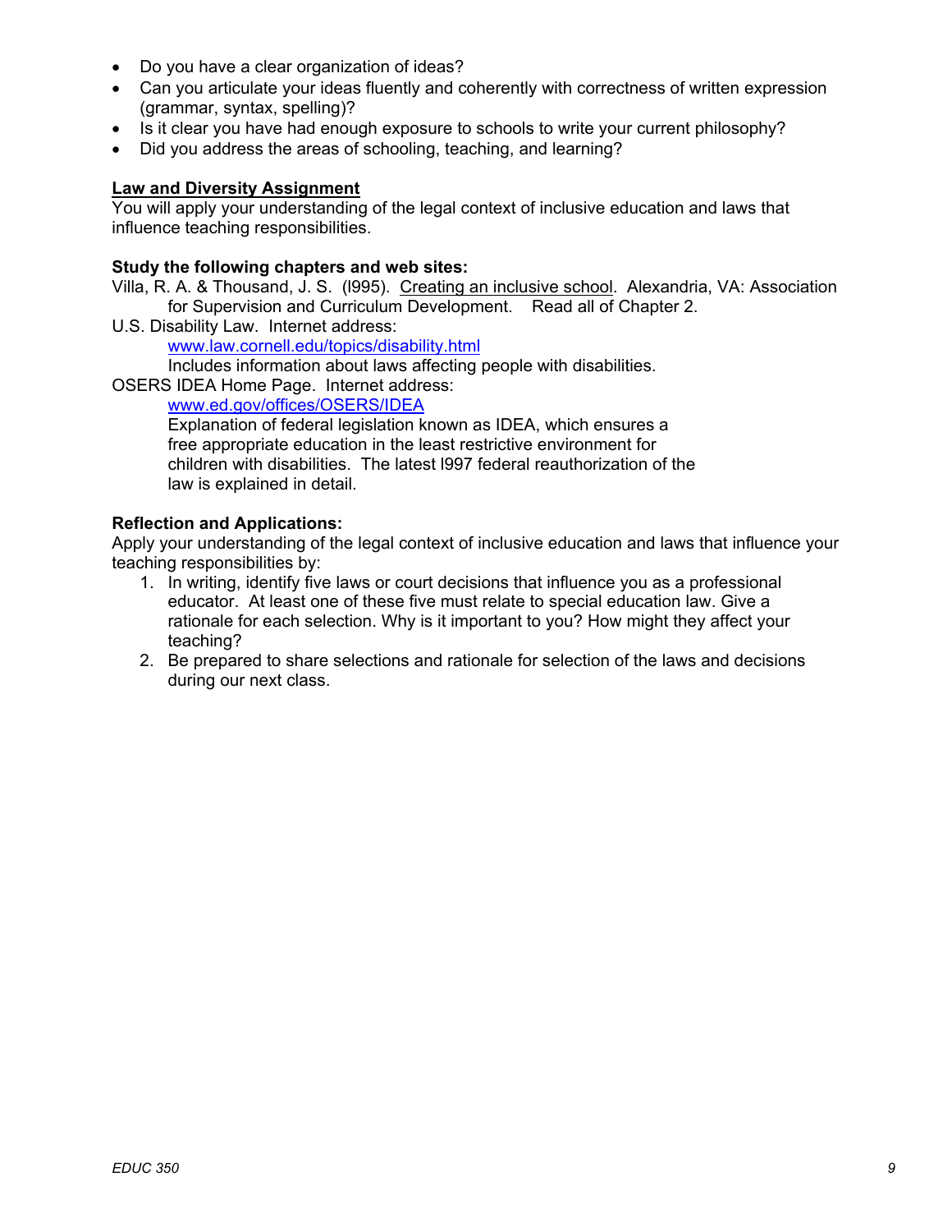- Do you have a clear organization of ideas?
- Can you articulate your ideas fluently and coherently with correctness of written expression (grammar, syntax, spelling)?
- Is it clear you have had enough exposure to schools to write your current philosophy?
- Did you address the areas of schooling, teaching, and learning?

**Law and Diversity Assignment**

You will apply your understanding of the legal context of inclusive education and laws that influence teaching responsibilities.

**Study the following chapters and web sites:**

Villa, R. A. & Thousand, J. S. (l995). Creating an inclusive school. Alexandria, VA: Association for Supervision and Curriculum Development. Read all of Chapter 2.

U.S. Disability Law. Internet address:
www.law.cornell.edu/topics/disability.html
Includes information about laws affecting people with disabilities.

OSERS IDEA Home Page. Internet address:
www.ed.gov/offices/OSERS/IDEA
Explanation of federal legislation known as IDEA, which ensures a free appropriate education in the least restrictive environment for children with disabilities. The latest l997 federal reauthorization of the law is explained in detail.

**Reflection and Applications:**

Apply your understanding of the legal context of inclusive education and laws that influence your teaching responsibilities by:

1. In writing, identify five laws or court decisions that influence you as a professional educator. At least one of these five must relate to special education law. Give a rationale for each selection. Why is it important to you? How might they affect your teaching?
2. Be prepared to share selections and rationale for selection of the laws and decisions during our next class.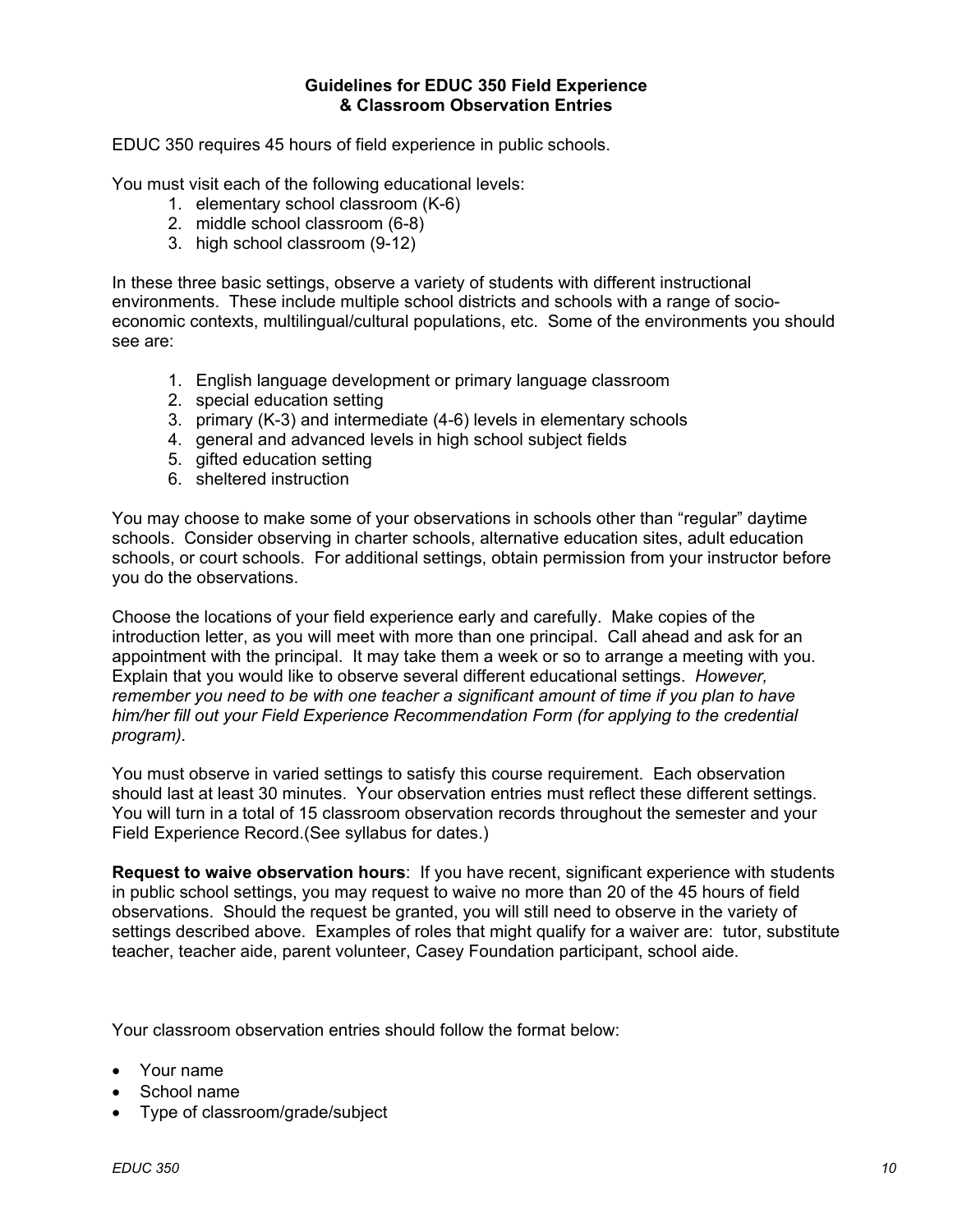# Guidelines for EDUC 350 Field Experience & Classroom Observation Entries

EDUC 350 requires 45 hours of field experience in public schools.

You must visit each of the following educational levels:

1. elementary school classroom (K-6)
2. middle school classroom (6-8)
3. high school classroom (9-12)

In these three basic settings, observe a variety of students with different instructional environments. These include multiple school districts and schools with a range of socio-economic contexts, multilingual/cultural populations, etc. Some of the environments you should see are:

1. English language development or primary language classroom
2. special education setting
3. primary (K-3) and intermediate (4-6) levels in elementary schools
4. general and advanced levels in high school subject fields
5. gifted education setting
6. sheltered instruction

You may choose to make some of your observations in schools other than "regular" daytime schools. Consider observing in charter schools, alternative education sites, adult education schools, or court schools. For additional settings, obtain permission from your instructor before you do the observations.

Choose the locations of your field experience early and carefully. Make copies of the introduction letter, as you will meet with more than one principal. Call ahead and ask for an appointment with the principal. It may take them a week or so to arrange a meeting with you. Explain that you would like to observe several different educational settings. *However, remember you need to be with one teacher a significant amount of time if you plan to have him/her fill out your Field Experience Recommendation Form (for applying to the credential program).*

You must observe in varied settings to satisfy this course requirement. Each observation should last at least 30 minutes. Your observation entries must reflect these different settings. You will turn in a total of 15 classroom observation records throughout the semester and your Field Experience Record.(See syllabus for dates.)

**Request to waive observation hours**: If you have recent, significant experience with students in public school settings, you may request to waive no more than 20 of the 45 hours of field observations. Should the request be granted, you will still need to observe in the variety of settings described above. Examples of roles that might qualify for a waiver are: tutor, substitute teacher, teacher aide, parent volunteer, Casey Foundation participant, school aide.

Your classroom observation entries should follow the format below:

- Your name
- School name
- Type of classroom/grade/subject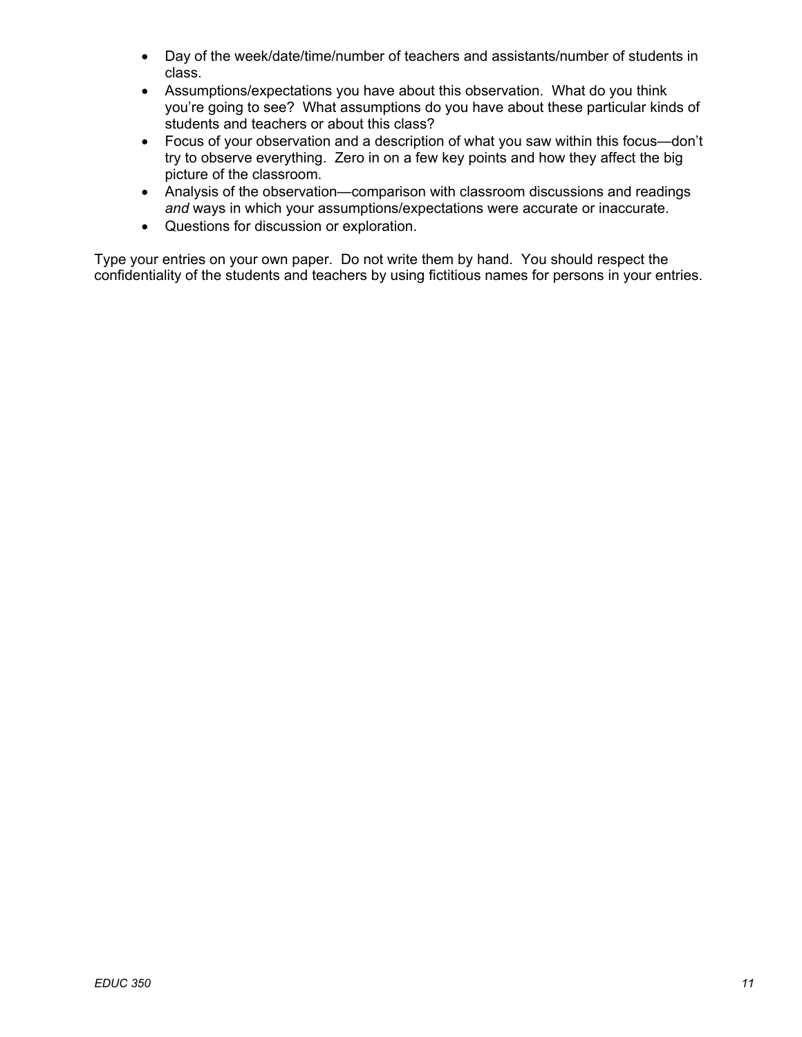- Day of the week/date/time/number of teachers and assistants/number of students in class.
- Assumptions/expectations you have about this observation. What do you think you're going to see? What assumptions do you have about these particular kinds of students and teachers or about this class?
- Focus of your observation and a description of what you saw within this focus—don't try to observe everything. Zero in on a few key points and how they affect the big picture of the classroom.
- Analysis of the observation—comparison with classroom discussions and readings *and* ways in which your assumptions/expectations were accurate or inaccurate.
- Questions for discussion or exploration.

Type your entries on your own paper. Do not write them by hand. You should respect the confidentiality of the students and teachers by using fictitious names for persons in your entries.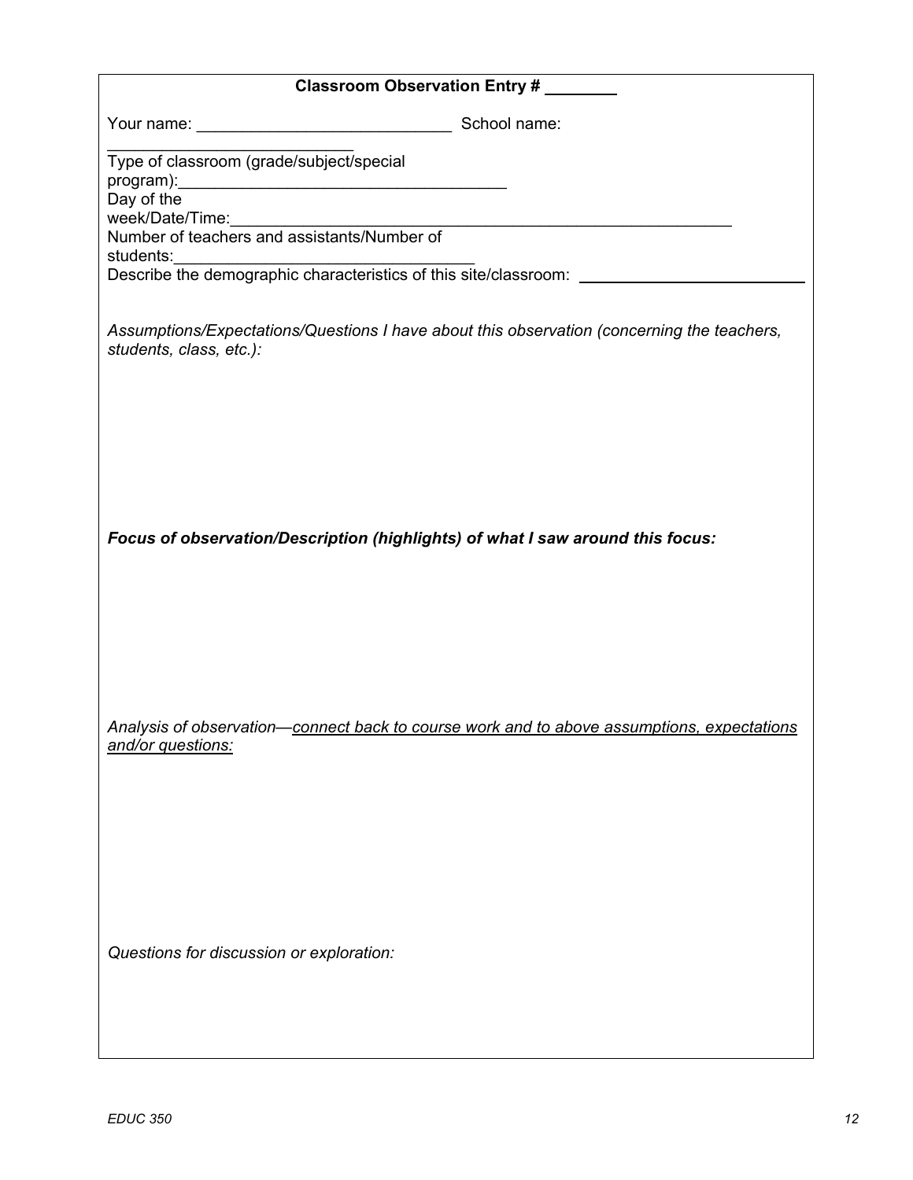**Classroom Observation Entry # ________**

Your name: ____________________________ School name: ____________________________

Type of classroom (grade/subject/special program):____________________________________

Day of the week/Date/Time:_________________________________________________________

Number of teachers and assistants/Number of students:__________________________________

Describe the demographic characteristics of this site/classroom: _________________________

*Assumptions/Expectations/Questions I have about this observation (concerning the teachers, students, class, etc.):*

***Focus of observation/Description (highlights) of what I saw around this focus:***

*Analysis of observation—connect back to course work and to above assumptions, expectations and/or questions:*

*Questions for discussion or exploration:*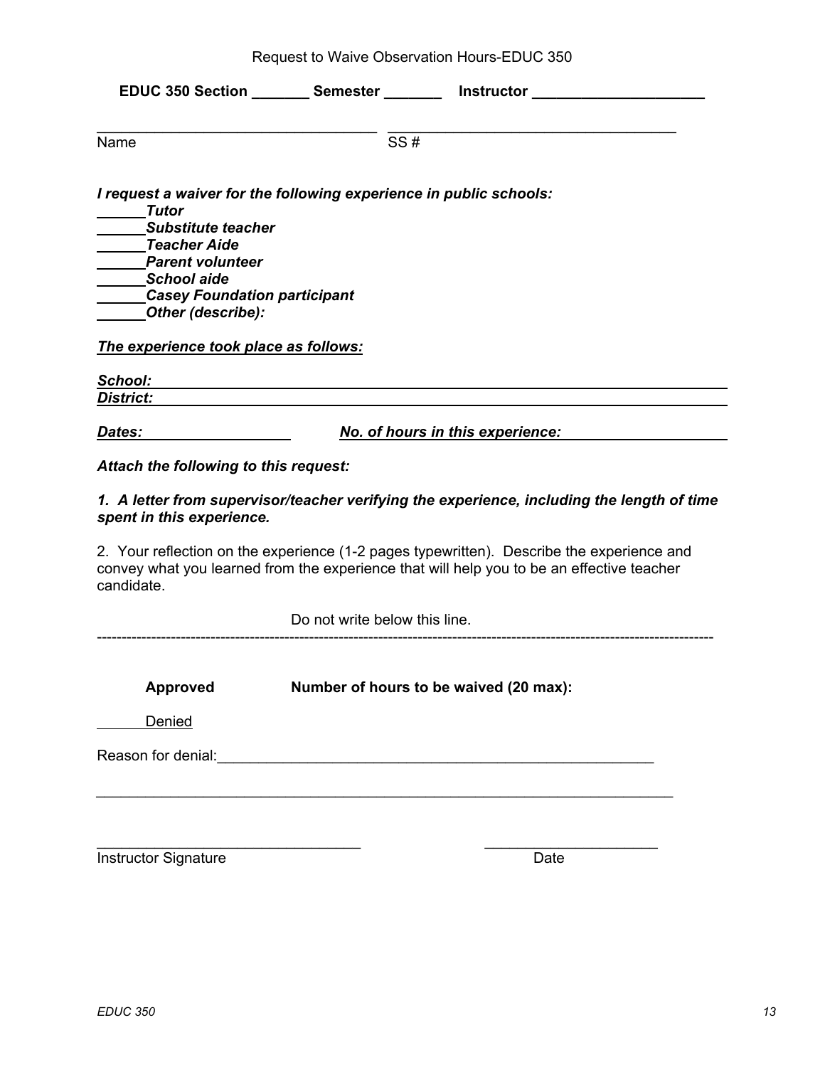Request to Waive Observation Hours-EDUC 350

**EDUC 350 Section _______ Semester _______ Instructor ____________________**

_________________________________ _________________________________
Name SS #

***I request a waiver for the following experience in public schools:***

______***Tutor***
______***Substitute teacher***
______***Teacher Aide***
______***Parent volunteer***
______***School aide***
______***Casey Foundation participant***
______***Other (describe):***

***The experience took place as follows:***

***School:*** ______________________________________________________________
***District:*** ______________________________________________________________

***Dates:*** ________________ ***No. of hours in this experience:*** ________________

***Attach the following to this request:***

***1. A letter from supervisor/teacher verifying the experience, including the length of time spent in this experience.***

2. Your reflection on the experience (1-2 pages typewritten). Describe the experience and convey what you learned from the experience that will help you to be an effective teacher candidate.

Do not write below this line.

---

**Approved** **Number of hours to be waived (20 max):**

______Denied

Reason for denial:_______________________________________________________

_________________________________________________________________________

_______________________________ ____________________
Instructor Signature Date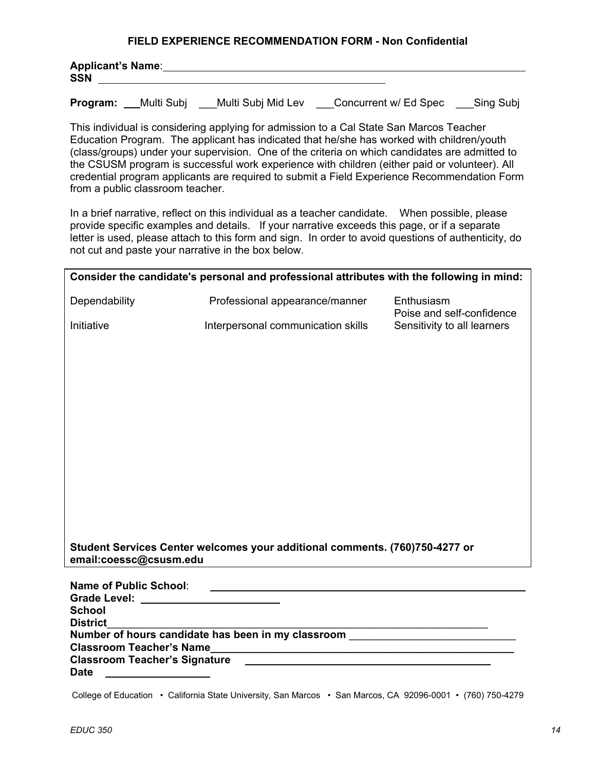## FIELD EXPERIENCE RECOMMENDATION FORM - Non Confidential

**Applicant's Name**: ____________________________________________________________

**SSN** ________________________________________________

**Program:** ___Multi Subj ___Multi Subj Mid Lev ___Concurrent w/ Ed Spec ___Sing Subj

This individual is considering applying for admission to a Cal State San Marcos Teacher Education Program. The applicant has indicated that he/she has worked with children/youth (class/groups) under your supervision. One of the criteria on which candidates are admitted to the CSUSM program is successful work experience with children (either paid or volunteer). All credential program applicants are required to submit a Field Experience Recommendation Form from a public classroom teacher.

In a brief narrative, reflect on this individual as a teacher candidate. When possible, please provide specific examples and details. If your narrative exceeds this page, or if a separate letter is used, please attach to this form and sign. In order to avoid questions of authenticity, do not cut and paste your narrative in the box below.

**Consider the candidate's personal and professional attributes with the following in mind:**

| | | |
|---|---|---|
| Dependability | Professional appearance/manner | Enthusiasm |
| | | Poise and self-confidence |
| Initiative | Interpersonal communication skills | Sensitivity to all learners |

**Student Services Center welcomes your additional comments. (760)750-4277 or email:coessc@csusm.edu**

**Name of Public School**: ________________________________________________

**Grade Level:** ____________________

**School District**________________________________________________________

**Number of hours candidate has been in my classroom** _______________________

**Classroom Teacher's Name**____________________________________________

**Classroom Teacher's Signature** ____________________________________

**Date** _______________

College of Education • California State University, San Marcos • San Marcos, CA 92096-0001 • (760) 750-4279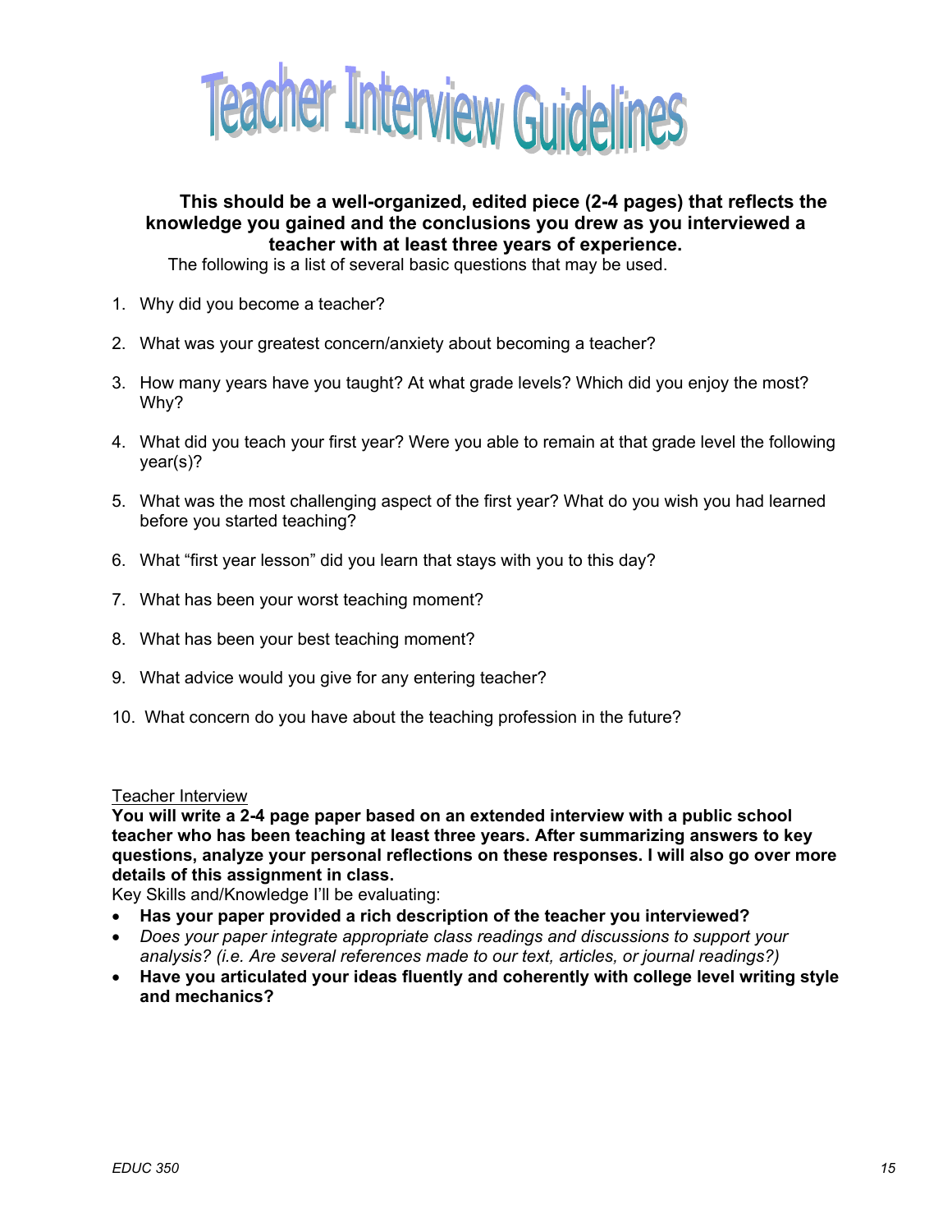# Teacher Interview Guidelines

**This should be a well-organized, edited piece (2-4 pages) that reflects the knowledge you gained and the conclusions you drew as you interviewed a teacher with at least three years of experience.**

The following is a list of several basic questions that may be used.

1. Why did you become a teacher?
2. What was your greatest concern/anxiety about becoming a teacher?
3. How many years have you taught? At what grade levels? Which did you enjoy the most? Why?
4. What did you teach your first year? Were you able to remain at that grade level the following year(s)?
5. What was the most challenging aspect of the first year? What do you wish you had learned before you started teaching?
6. What "first year lesson" did you learn that stays with you to this day?
7. What has been your worst teaching moment?
8. What has been your best teaching moment?
9. What advice would you give for any entering teacher?
10. What concern do you have about the teaching profession in the future?

<u>Teacher Interview</u>

**You will write a 2-4 page paper based on an extended interview with a public school teacher who has been teaching at least three years. After summarizing answers to key questions, analyze your personal reflections on these responses. I will also go over more details of this assignment in class.**

Key Skills and/or Knowledge I'll be evaluating:

- **Has your paper provided a rich description of the teacher you interviewed?**
- *Does your paper integrate appropriate class readings and discussions to support your analysis? (i.e. Are several references made to our text, articles, or journal readings?)*
- **Have you articulated your ideas fluently and coherently with college level writing style and mechanics?**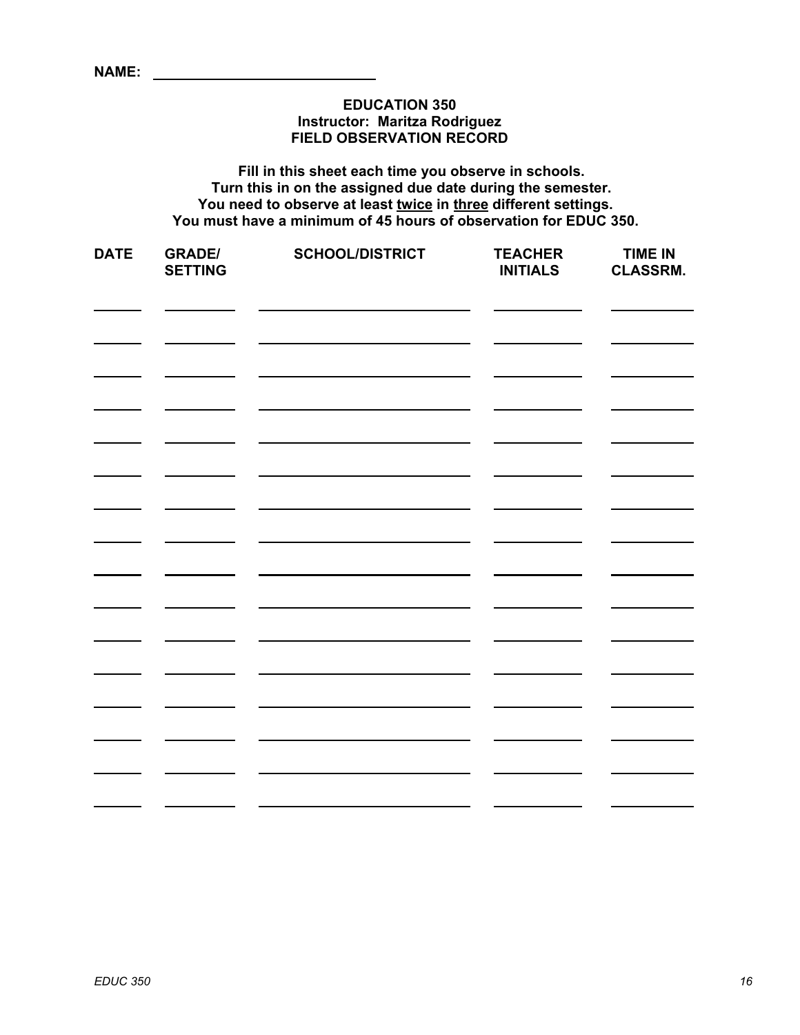**NAME:** ____________________________

**EDUCATION 350**
**Instructor: Maritza Rodriguez**
**FIELD OBSERVATION RECORD**

**Fill in this sheet each time you observe in schools.**
**Turn this in on the assigned due date during the semester.**
**You need to observe at least <u>twice</u> in <u>three</u> different settings.**
**You must have a minimum of 45 hours of observation for EDUC 350.**

| DATE | GRADE/ SETTING | SCHOOL/DISTRICT | TEACHER INITIALS | TIME IN CLASSRM. |
|---|---|---|---|---|
| | | | | |
| | | | | |
| | | | | |
| | | | | |
| | | | | |
| | | | | |
| | | | | |
| | | | | |
| | | | | |
| | | | | |
| | | | | |
| | | | | |
| | | | | |
| | | | | |
| | | | | |
| | | | | |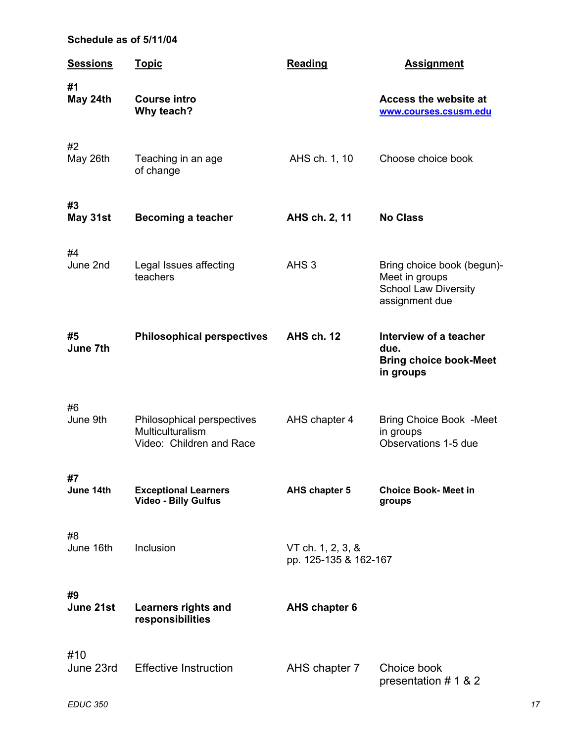**Schedule as of 5/11/04**

| Sessions | Topic | Reading | Assignment |
|---|---|---|---|
| **#1 May 24th** | **Course intro Why teach?** | | **Access the website at www.courses.csusm.edu** |
| #2 May 26th | Teaching in an age of change | AHS ch. 1, 10 | Choose choice book |
| **#3 May 31st** | **Becoming a teacher** | **AHS ch. 2, 11** | **No Class** |
| #4 June 2nd | Legal Issues affecting teachers | AHS 3 | Bring choice book (begun)- Meet in groups School Law Diversity assignment due |
| **#5 June 7th** | **Philosophical perspectives** | **AHS ch. 12** | **Interview of a teacher due. Bring choice book-Meet in groups** |
| #6 June 9th | Philosophical perspectives Multiculturalism Video: Children and Race | AHS chapter 4 | Bring Choice Book -Meet in groups Observations 1-5 due |
| **#7 June 14th** | **Exceptional Learners Video - Billy Gulfus** | **AHS chapter 5** | **Choice Book- Meet in groups** |
| #8 June 16th | Inclusion | VT ch. 1, 2, 3, & pp. 125-135 & 162-167 | |
| **#9 June 21st** | **Learners rights and responsibilities** | **AHS chapter 6** | |
| #10 June 23rd | Effective Instruction | AHS chapter 7 | Choice book presentation # 1 & 2 |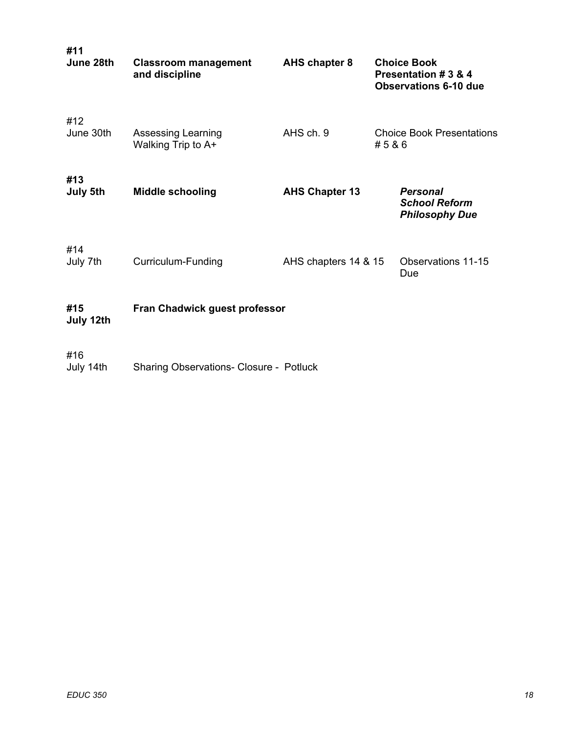| | | | |
|---|---|---|---|
| **#11 June 28th** | **Classroom management and discipline** | **AHS chapter 8** | **Choice Book Presentation # 3 & 4 Observations 6-10 due** |
| #12 June 30th | Assessing Learning Walking Trip to A+ | AHS ch. 9 | Choice Book Presentations # 5 & 6 |
| **#13 July 5th** | **Middle schooling** | **AHS Chapter 13** | ***Personal School Reform Philosophy Due*** |
| #14 July 7th | Curriculum-Funding | AHS chapters 14 & 15 | Observations 11-15 Due |
| **#15 July 12th** | **Fran Chadwick guest professor** | | |
| #16 July 14th | Sharing Observations- Closure - Potluck | | |